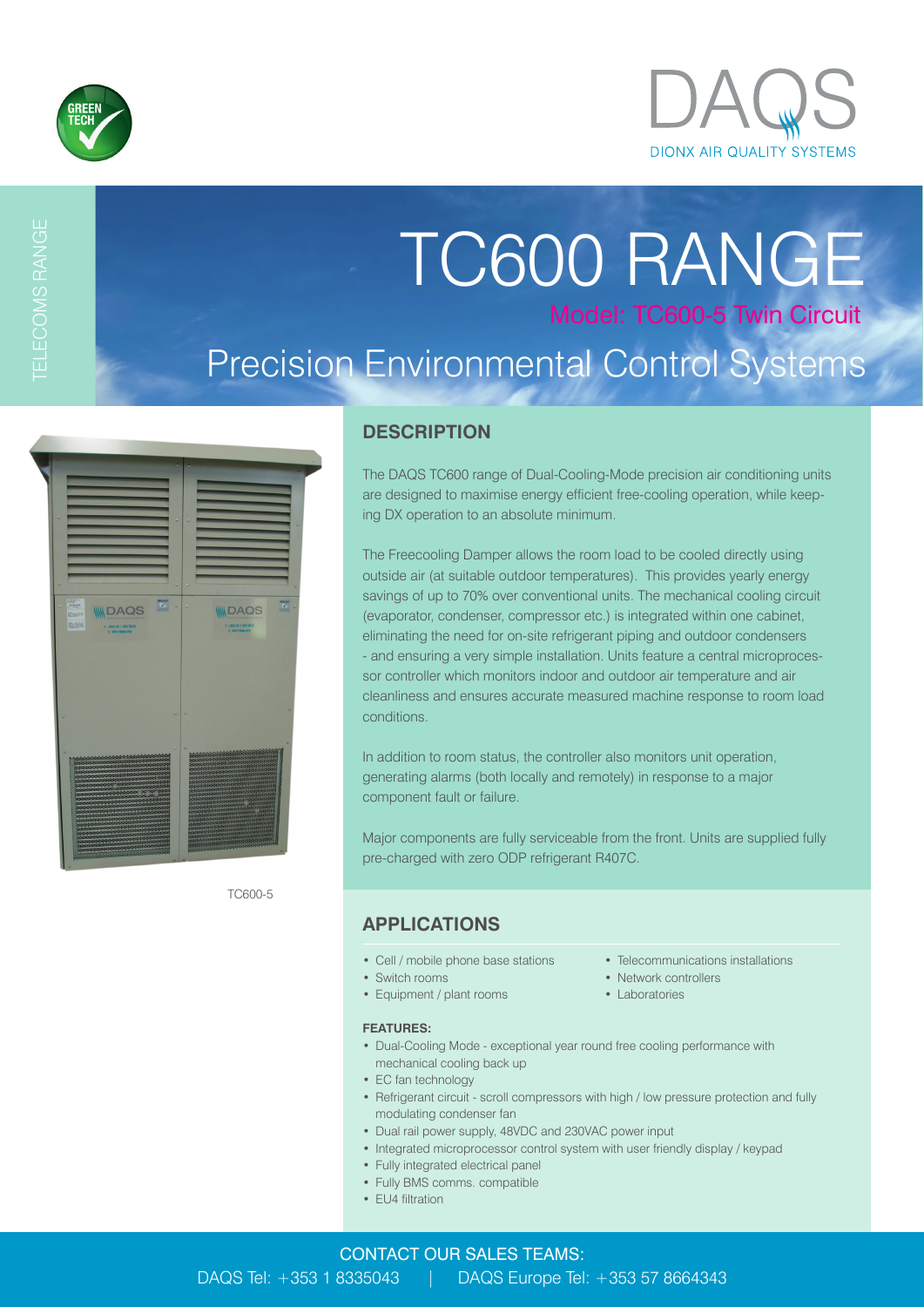GREEN TECH

DAQS
DIONX AIR QUALITY SYSTEMS

TELECOMS RANGE

# TC600 RANGE

Model: TC600-5 Twin Circuit

## Precision Environmental Control Systems

TC600-5

## DESCRIPTION

The DAQS TC600 range of Dual-Cooling-Mode precision air conditioning units are designed to maximise energy efficient free-cooling operation, while keeping DX operation to an absolute minimum.

The Freecooling Damper allows the room load to be cooled directly using outside air (at suitable outdoor temperatures). This provides yearly energy savings of up to 70% over conventional units. The mechanical cooling circuit (evaporator, condenser, compressor etc.) is integrated within one cabinet, eliminating the need for on-site refrigerant piping and outdoor condensers - and ensuring a very simple installation. Units feature a central microprocessor controller which monitors indoor and outdoor air temperature and air cleanliness and ensures accurate measured machine response to room load conditions.

In addition to room status, the controller also monitors unit operation, generating alarms (both locally and remotely) in response to a major component fault or failure.

Major components are fully serviceable from the front. Units are supplied fully pre-charged with zero ODP refrigerant R407C.

## APPLICATIONS

- Cell / mobile phone base stations
- Switch rooms
- Equipment / plant rooms
- Telecommunications installations
- Network controllers
- Laboratories

**FEATURES:**

- Dual-Cooling Mode - exceptional year round free cooling performance with mechanical cooling back up
- EC fan technology
- Refrigerant circuit - scroll compressors with high / low pressure protection and fully modulating condenser fan
- Dual rail power supply, 48VDC and 230VAC power input
- Integrated microprocessor control system with user friendly display / keypad
- Fully integrated electrical panel
- Fully BMS comms. compatible
- EU4 filtration

CONTACT OUR SALES TEAMS:

DAQS Tel: +353 1 8335043 | DAQS Europe Tel: +353 57 8664343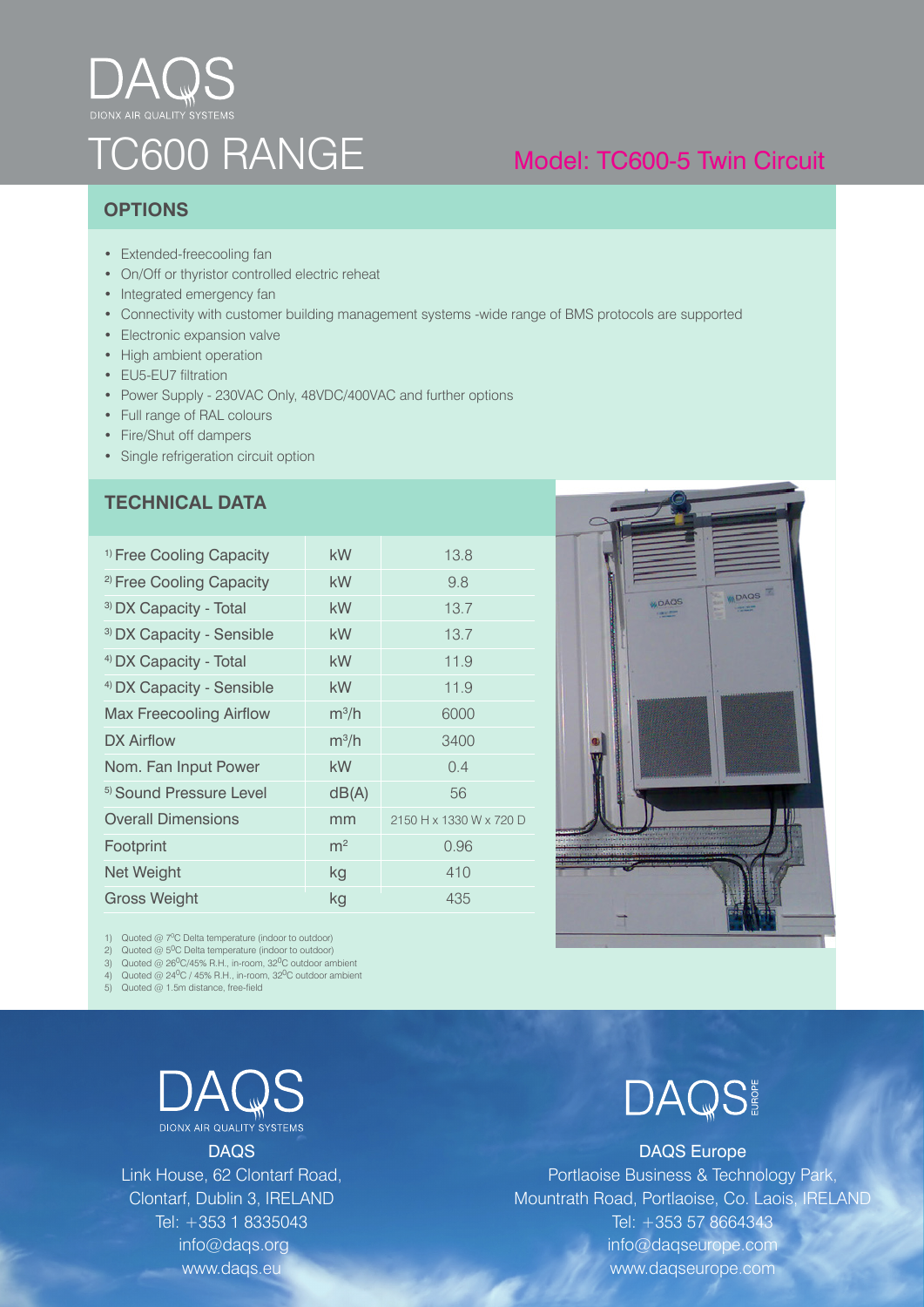# DAQS

DIONX AIR QUALITY SYSTEMS

# TC600 RANGE

## Model: TC600-5 Twin Circuit

### OPTIONS

- Extended-freecooling fan
- On/Off or thyristor controlled electric reheat
- Integrated emergency fan
- Connectivity with customer building management systems -wide range of BMS protocols are supported
- Electronic expansion valve
- High ambient operation
- EU5-EU7 filtration
- Power Supply - 230VAC Only, 48VDC/400VAC and further options
- Full range of RAL colours
- Fire/Shut off dampers
- Single refrigeration circuit option

### TECHNICAL DATA

| | | |
|---|---|---|
| [1] Free Cooling Capacity | kW | 13.8 |
| [2] Free Cooling Capacity | kW | 9.8 |
| [3] DX Capacity - Total | kW | 13.7 |
| [3] DX Capacity - Sensible | kW | 13.7 |
| [4] DX Capacity - Total | kW | 11.9 |
| [4] DX Capacity - Sensible | kW | 11.9 |
| Max Freecooling Airflow | $m^3/h$ | 6000 |
| DX Airflow | $m^3/h$ | 3400 |
| Nom. Fan Input Power | kW | 0.4 |
| [5] Sound Pressure Level | dB(A) | 56 |
| Overall Dimensions | mm | 2150 H x 1330 W x 720 D |
| Footprint | $m^2$ | 0.96 |
| Net Weight | kg | 410 |
| Gross Weight | kg | 435 |

1) Quoted @ 7°C Delta temperature (indoor to outdoor)
2) Quoted @ 5°C Delta temperature (indoor to outdoor)
3) Quoted @ 26°C/45% R.H., in-room, 32°C outdoor ambient
4) Quoted @ 24°C / 45% R.H., in-room, 32°C outdoor ambient
5) Quoted @ 1.5m distance, free-field

DAQS
DIONX AIR QUALITY SYSTEMS

DAQS
Link House, 62 Clontarf Road,
Clontarf, Dublin 3, IRELAND
Tel: +353 1 8335043
info@daqs.org
www.daqs.eu

DAQS EUROPE

DAQS Europe
Portlaoise Business & Technology Park,
Mountrath Road, Portlaoise, Co. Laois, IRELAND
Tel: +353 57 8664343
info@daqseurope.com
www.daqseurope.com